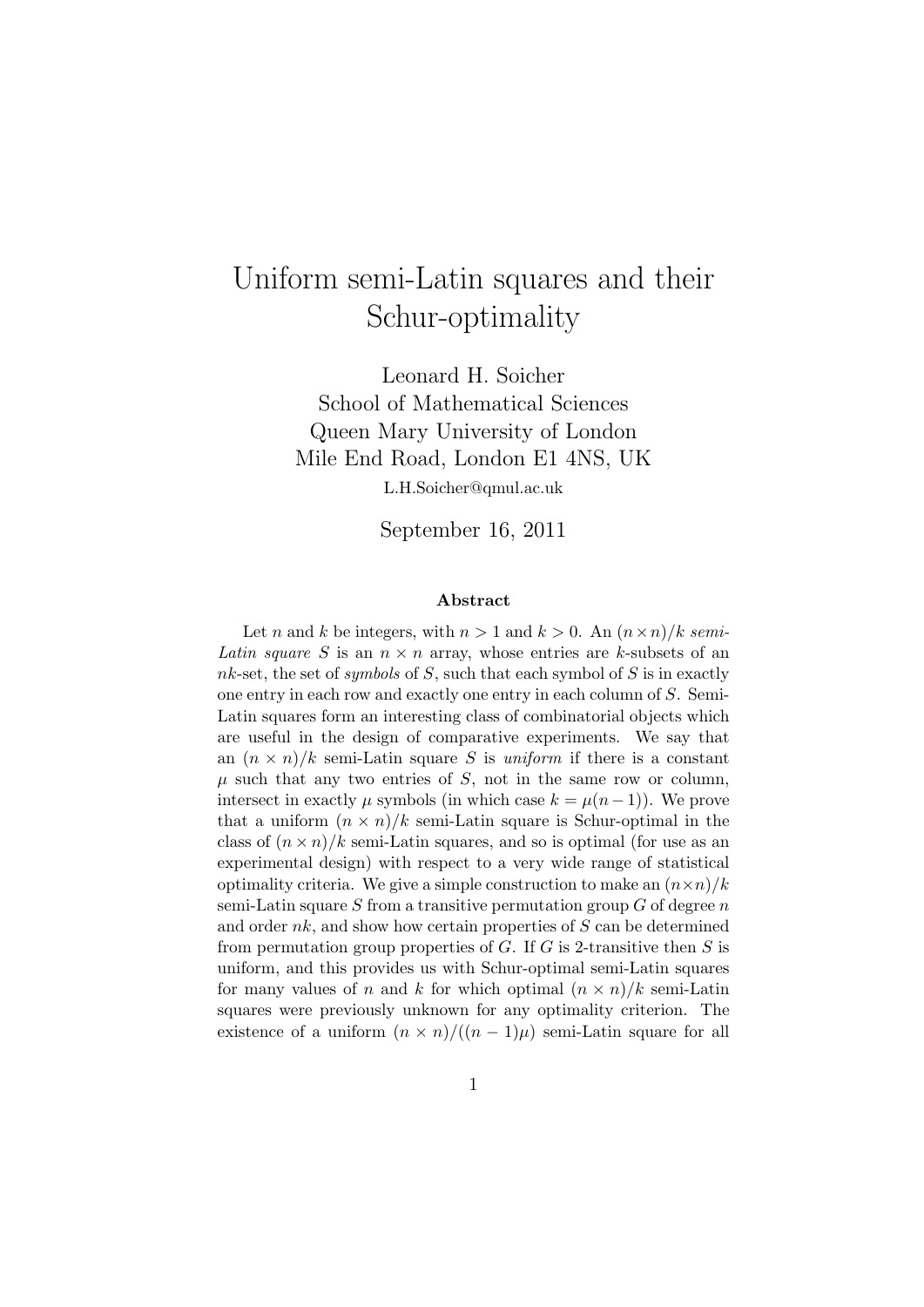# Uniform semi-Latin squares and their Schur-optimality

Leonard H. Soicher  
School of Mathematical Sciences  
Queen Mary University of London  
Mile End Road, London E1 4NS, UK  
L.H.Soicher@qmul.ac.uk

September 16, 2011

### Abstract

Let $n$ and $k$ be integers, with $n > 1$ and $k > 0$. An $(n \times n)/k$ *semi-Latin square* $S$ is an $n \times n$ array, whose entries are $k$-subsets of an $nk$-set, the set of *symbols* of $S$, such that each symbol of $S$ is in exactly one entry in each row and exactly one entry in each column of $S$. Semi-Latin squares form an interesting class of combinatorial objects which are useful in the design of comparative experiments. We say that an $(n \times n)/k$ semi-Latin square $S$ is *uniform* if there is a constant $\mu$ such that any two entries of $S$, not in the same row or column, intersect in exactly $\mu$ symbols (in which case $k = \mu(n-1)$). We prove that a uniform $(n \times n)/k$ semi-Latin square is Schur-optimal in the class of $(n \times n)/k$ semi-Latin squares, and so is optimal (for use as an experimental design) with respect to a very wide range of statistical optimality criteria. We give a simple construction to make an $(n \times n)/k$ semi-Latin square $S$ from a transitive permutation group $G$ of degree $n$ and order $nk$, and show how certain properties of $S$ can be determined from permutation group properties of $G$. If $G$ is 2-transitive then $S$ is uniform, and this provides us with Schur-optimal semi-Latin squares for many values of $n$ and $k$ for which optimal $(n \times n)/k$ semi-Latin squares were previously unknown for any optimality criterion. The existence of a uniform $(n \times n)/((n-1)\mu)$ semi-Latin square for all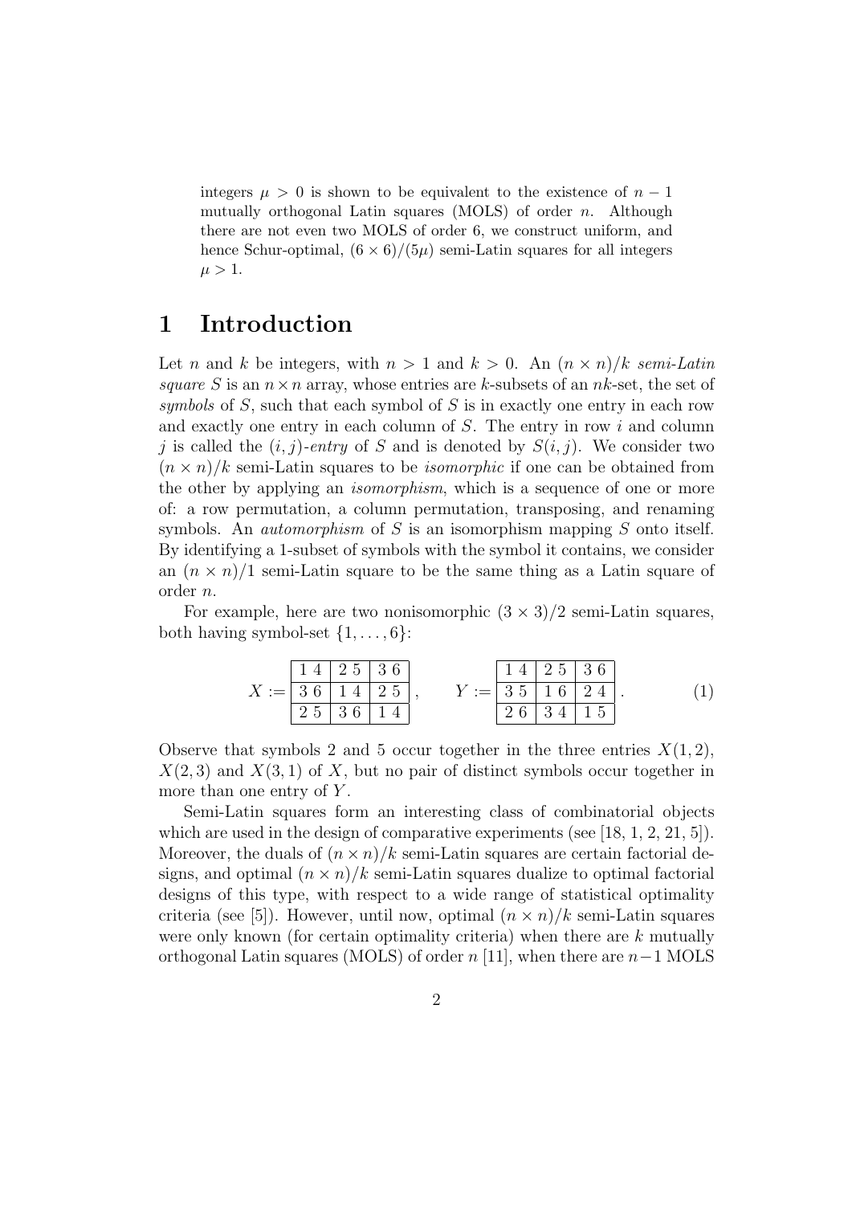integers $\mu > 0$ is shown to be equivalent to the existence of $n-1$ mutually orthogonal Latin squares (MOLS) of order $n$. Although there are not even two MOLS of order 6, we construct uniform, and hence Schur-optimal, $(6 \times 6)/(5\mu)$ semi-Latin squares for all integers $\mu > 1$.

# 1 Introduction

Let $n$ and $k$ be integers, with $n > 1$ and $k > 0$. An $(n \times n)/k$ *semi-Latin square* $S$ is an $n \times n$ array, whose entries are $k$-subsets of an $nk$-set, the set of *symbols* of $S$, such that each symbol of $S$ is in exactly one entry in each row and exactly one entry in each column of $S$. The entry in row $i$ and column $j$ is called the $(i,j)$-*entry* of $S$ and is denoted by $S(i,j)$. We consider two $(n \times n)/k$ semi-Latin squares to be *isomorphic* if one can be obtained from the other by applying an *isomorphism*, which is a sequence of one or more of: a row permutation, a column permutation, transposing, and renaming symbols. An *automorphism* of $S$ is an isomorphism mapping $S$ onto itself. By identifying a 1-subset of symbols with the symbol it contains, we consider an $(n \times n)/1$ semi-Latin square to be the same thing as a Latin square of order $n$.

For example, here are two nonisomorphic $(3 \times 3)/2$ semi-Latin squares, both having symbol-set $\{1, \ldots, 6\}$:

$$X := \begin{array}{|c|c|c|} \hline 1\,4 & 2\,5 & 3\,6 \\ \hline 3\,6 & 1\,4 & 2\,5 \\ \hline 2\,5 & 3\,6 & 1\,4 \\ \hline \end{array}\,, \qquad Y := \begin{array}{|c|c|c|} \hline 1\,4 & 2\,5 & 3\,6 \\ \hline 3\,5 & 1\,6 & 2\,4 \\ \hline 2\,6 & 3\,4 & 1\,5 \\ \hline \end{array}\,. \tag{1}$$

Observe that symbols 2 and 5 occur together in the three entries $X(1,2)$, $X(2,3)$ and $X(3,1)$ of $X$, but no pair of distinct symbols occur together in more than one entry of $Y$.

Semi-Latin squares form an interesting class of combinatorial objects which are used in the design of comparative experiments (see [18, 1, 2, 21, 5]). Moreover, the duals of $(n \times n)/k$ semi-Latin squares are certain factorial designs, and optimal $(n \times n)/k$ semi-Latin squares dualize to optimal factorial designs of this type, with respect to a wide range of statistical optimality criteria (see [5]). However, until now, optimal $(n \times n)/k$ semi-Latin squares were only known (for certain optimality criteria) when there are $k$ mutually orthogonal Latin squares (MOLS) of order $n$ [11], when there are $n-1$ MOLS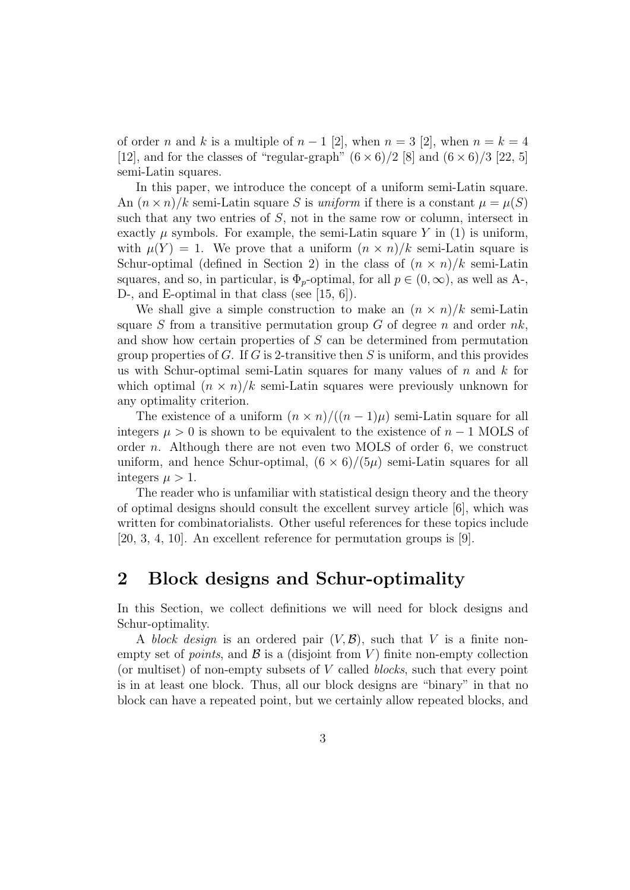of order $n$ and $k$ is a multiple of $n-1$ [2], when $n = 3$ [2], when $n = k = 4$ [12], and for the classes of "regular-graph" $(6 \times 6)/2$ [8] and $(6 \times 6)/3$ [22, 5] semi-Latin squares.

In this paper, we introduce the concept of a uniform semi-Latin square. An $(n \times n)/k$ semi-Latin square $S$ is *uniform* if there is a constant $\mu = \mu(S)$ such that any two entries of $S$, not in the same row or column, intersect in exactly $\mu$ symbols. For example, the semi-Latin square $Y$ in (1) is uniform, with $\mu(Y) = 1$. We prove that a uniform $(n \times n)/k$ semi-Latin square is Schur-optimal (defined in Section 2) in the class of $(n \times n)/k$ semi-Latin squares, and so, in particular, is $\Phi_p$-optimal, for all $p \in (0, \infty)$, as well as A-, D-, and E-optimal in that class (see [15, 6]).

We shall give a simple construction to make an $(n \times n)/k$ semi-Latin square $S$ from a transitive permutation group $G$ of degree $n$ and order $nk$, and show how certain properties of $S$ can be determined from permutation group properties of $G$. If $G$ is 2-transitive then $S$ is uniform, and this provides us with Schur-optimal semi-Latin squares for many values of $n$ and $k$ for which optimal $(n \times n)/k$ semi-Latin squares were previously unknown for any optimality criterion.

The existence of a uniform $(n \times n)/((n-1)\mu)$ semi-Latin square for all integers $\mu > 0$ is shown to be equivalent to the existence of $n-1$ MOLS of order $n$. Although there are not even two MOLS of order 6, we construct uniform, and hence Schur-optimal, $(6 \times 6)/(5\mu)$ semi-Latin squares for all integers $\mu > 1$.

The reader who is unfamiliar with statistical design theory and the theory of optimal designs should consult the excellent survey article [6], which was written for combinatorialists. Other useful references for these topics include [20, 3, 4, 10]. An excellent reference for permutation groups is [9].

## 2 Block designs and Schur-optimality

In this Section, we collect definitions we will need for block designs and Schur-optimality.

A *block design* is an ordered pair $(V, \mathcal{B})$, such that $V$ is a finite non-empty set of *points*, and $\mathcal{B}$ is a (disjoint from $V$) finite non-empty collection (or multiset) of non-empty subsets of $V$ called *blocks*, such that every point is in at least one block. Thus, all our block designs are "binary" in that no block can have a repeated point, but we certainly allow repeated blocks, and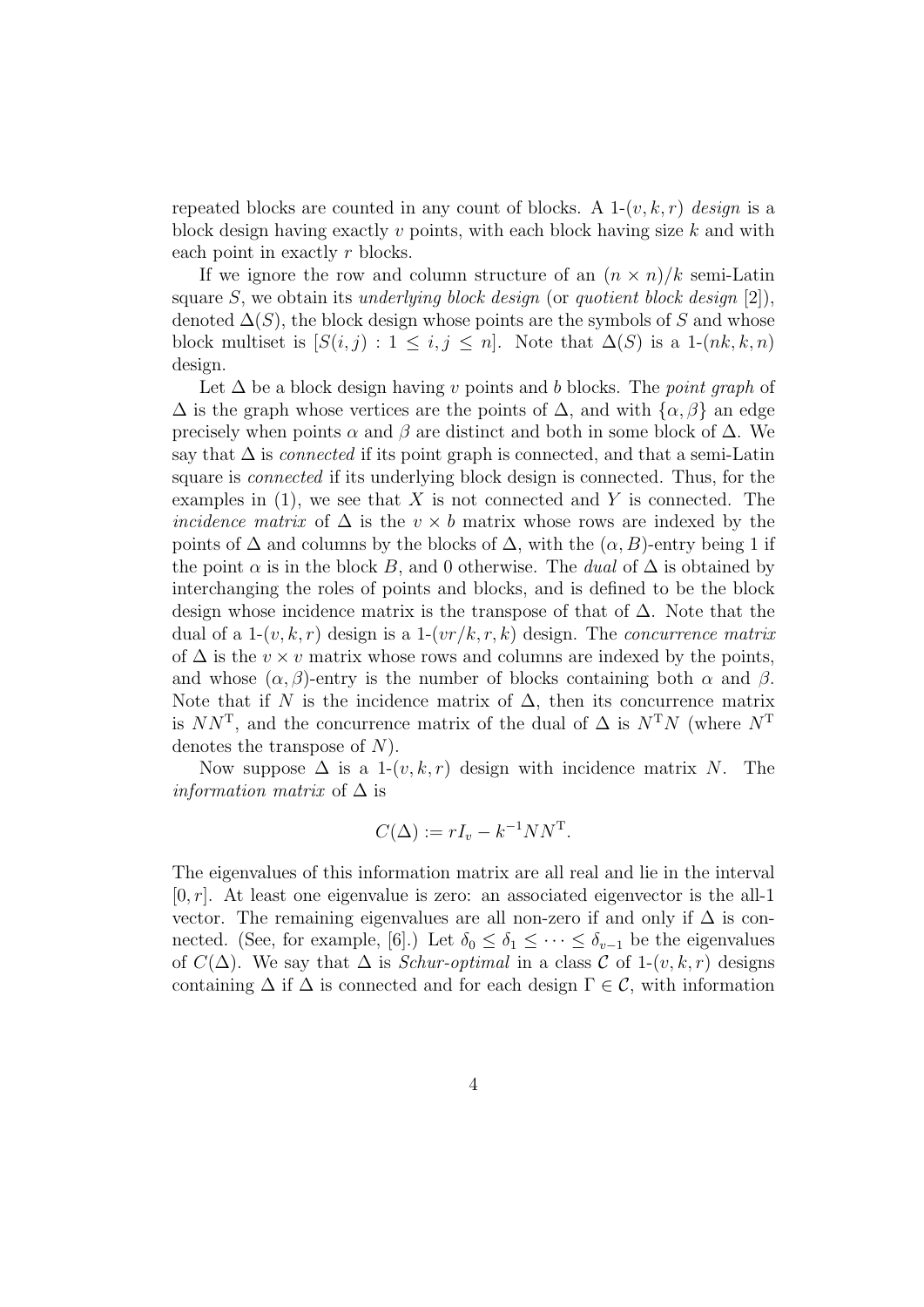repeated blocks are counted in any count of blocks. A 1-$(v,k,r)$ *design* is a block design having exactly $v$ points, with each block having size $k$ and with each point in exactly $r$ blocks.

If we ignore the row and column structure of an $(n \times n)/k$ semi-Latin square $S$, we obtain its *underlying block design* (or *quotient block design* [2]), denoted $\Delta(S)$, the block design whose points are the symbols of $S$ and whose block multiset is $[S(i,j) : 1 \leq i,j \leq n]$. Note that $\Delta(S)$ is a 1-$(nk,k,n)$ design.

Let $\Delta$ be a block design having $v$ points and $b$ blocks. The *point graph* of $\Delta$ is the graph whose vertices are the points of $\Delta$, and with $\{\alpha, \beta\}$ an edge precisely when points $\alpha$ and $\beta$ are distinct and both in some block of $\Delta$. We say that $\Delta$ is *connected* if its point graph is connected, and that a semi-Latin square is *connected* if its underlying block design is connected. Thus, for the examples in (1), we see that $X$ is not connected and $Y$ is connected. The *incidence matrix* of $\Delta$ is the $v \times b$ matrix whose rows are indexed by the points of $\Delta$ and columns by the blocks of $\Delta$, with the $(\alpha, B)$-entry being 1 if the point $\alpha$ is in the block $B$, and 0 otherwise. The *dual* of $\Delta$ is obtained by interchanging the roles of points and blocks, and is defined to be the block design whose incidence matrix is the transpose of that of $\Delta$. Note that the dual of a 1-$(v,k,r)$ design is a 1-$(vr/k,r,k)$ design. The *concurrence matrix* of $\Delta$ is the $v \times v$ matrix whose rows and columns are indexed by the points, and whose $(\alpha,\beta)$-entry is the number of blocks containing both $\alpha$ and $\beta$. Note that if $N$ is the incidence matrix of $\Delta$, then its concurrence matrix is $NN^{\mathrm{T}}$, and the concurrence matrix of the dual of $\Delta$ is $N^{\mathrm{T}}N$ (where $N^{\mathrm{T}}$ denotes the transpose of $N$).

Now suppose $\Delta$ is a 1-$(v,k,r)$ design with incidence matrix $N$. The *information matrix* of $\Delta$ is

$$C(\Delta) := rI_v - k^{-1}NN^{\mathrm{T}}.$$

The eigenvalues of this information matrix are all real and lie in the interval $[0,r]$. At least one eigenvalue is zero: an associated eigenvector is the all-1 vector. The remaining eigenvalues are all non-zero if and only if $\Delta$ is connected. (See, for example, [6].) Let $\delta_0 \leq \delta_1 \leq \cdots \leq \delta_{v-1}$ be the eigenvalues of $C(\Delta)$. We say that $\Delta$ is *Schur-optimal* in a class $\mathcal{C}$ of 1-$(v,k,r)$ designs containing $\Delta$ if $\Delta$ is connected and for each design $\Gamma \in \mathcal{C}$, with information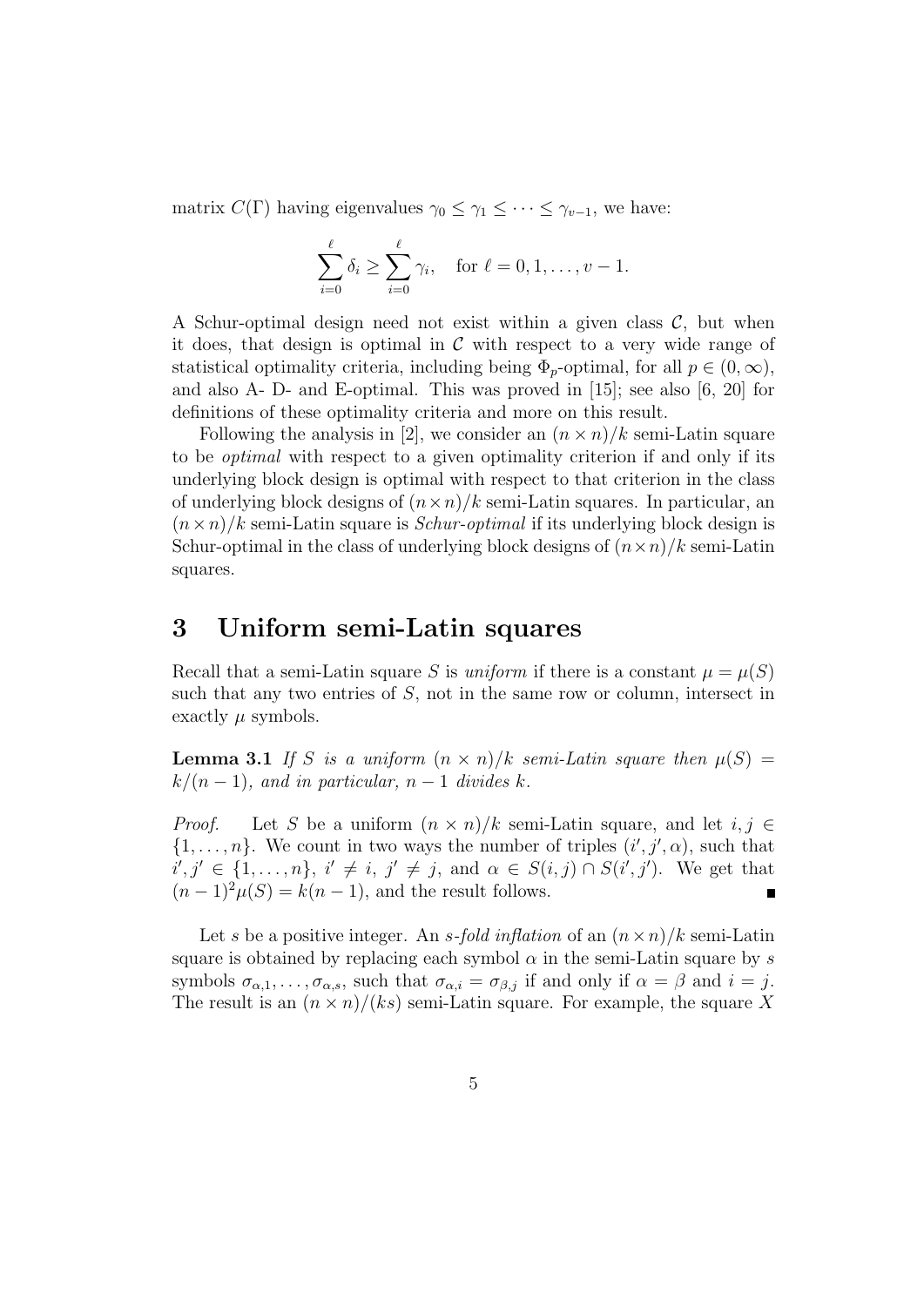matrix $C(\Gamma)$ having eigenvalues $\gamma_0 \leq \gamma_1 \leq \cdots \leq \gamma_{v-1}$, we have:

$$\sum_{i=0}^{\ell} \delta_i \geq \sum_{i=0}^{\ell} \gamma_i, \quad \text{for } \ell = 0, 1, \ldots, v-1.$$

A Schur-optimal design need not exist within a given class $\mathcal{C}$, but when it does, that design is optimal in $\mathcal{C}$ with respect to a very wide range of statistical optimality criteria, including being $\Phi_p$-optimal, for all $p \in (0, \infty)$, and also A- D- and E-optimal. This was proved in [15]; see also [6, 20] for definitions of these optimality criteria and more on this result.

Following the analysis in [2], we consider an $(n \times n)/k$ semi-Latin square to be *optimal* with respect to a given optimality criterion if and only if its underlying block design is optimal with respect to that criterion in the class of underlying block designs of $(n \times n)/k$ semi-Latin squares. In particular, an $(n \times n)/k$ semi-Latin square is *Schur-optimal* if its underlying block design is Schur-optimal in the class of underlying block designs of $(n \times n)/k$ semi-Latin squares.

# 3 Uniform semi-Latin squares

Recall that a semi-Latin square $S$ is *uniform* if there is a constant $\mu = \mu(S)$ such that any two entries of $S$, not in the same row or column, intersect in exactly $\mu$ symbols.

**Lemma 3.1** *If $S$ is a uniform $(n \times n)/k$ semi-Latin square then $\mu(S) = k/(n-1)$, and in particular, $n-1$ divides $k$.*

*Proof.* Let $S$ be a uniform $(n \times n)/k$ semi-Latin square, and let $i, j \in \{1, \ldots, n\}$. We count in two ways the number of triples $(i', j', \alpha)$, such that $i', j' \in \{1, \ldots, n\}$, $i' \neq i$, $j' \neq j$, and $\alpha \in S(i,j) \cap S(i', j')$. We get that $(n-1)^2 \mu(S) = k(n-1)$, and the result follows. ∎

Let $s$ be a positive integer. An *$s$-fold inflation* of an $(n \times n)/k$ semi-Latin square is obtained by replacing each symbol $\alpha$ in the semi-Latin square by $s$ symbols $\sigma_{\alpha,1}, \ldots, \sigma_{\alpha,s}$, such that $\sigma_{\alpha,i} = \sigma_{\beta,j}$ if and only if $\alpha = \beta$ and $i = j$. The result is an $(n \times n)/(ks)$ semi-Latin square. For example, the square $X$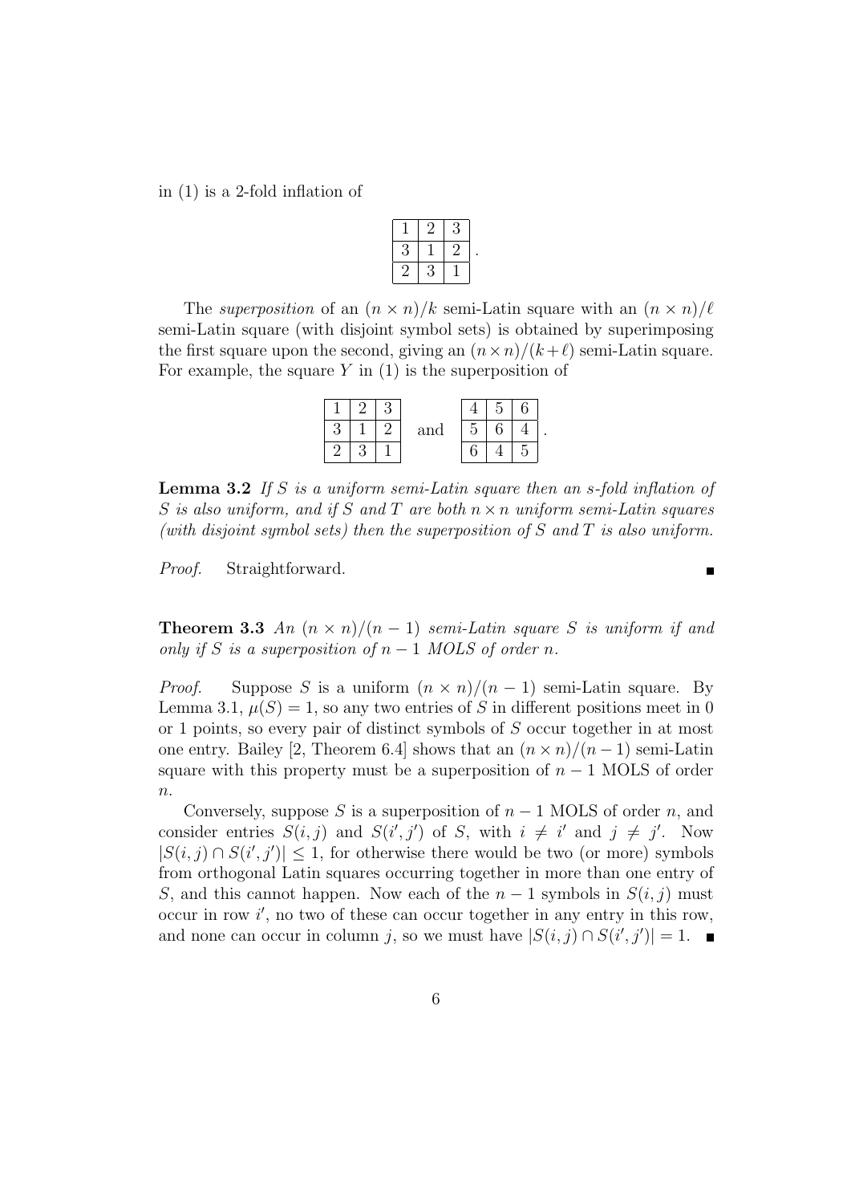in (1) is a 2-fold inflation of

| | | |
|---|---|---|
| 1 | 2 | 3 |
| 3 | 1 | 2 |
| 2 | 3 | 1 |

.

The *superposition* of an $(n \times n)/k$ semi-Latin square with an $(n \times n)/\ell$ semi-Latin square (with disjoint symbol sets) is obtained by superimposing the first square upon the second, giving an $(n \times n)/(k + \ell)$ semi-Latin square. For example, the square $Y$ in (1) is the superposition of

| | | |
|---|---|---|
| 1 | 2 | 3 |
| 3 | 1 | 2 |
| 2 | 3 | 1 |

and

| | | |
|---|---|---|
| 4 | 5 | 6 |
| 5 | 6 | 4 |
| 6 | 4 | 5 |

.

**Lemma 3.2** *If $S$ is a uniform semi-Latin square then an $s$-fold inflation of $S$ is also uniform, and if $S$ and $T$ are both $n \times n$ uniform semi-Latin squares (with disjoint symbol sets) then the superposition of $S$ and $T$ is also uniform.*

*Proof.* Straightforward. ∎

**Theorem 3.3** *An $(n \times n)/(n-1)$ semi-Latin square $S$ is uniform if and only if $S$ is a superposition of $n - 1$ MOLS of order $n$.*

*Proof.* Suppose $S$ is a uniform $(n \times n)/(n-1)$ semi-Latin square. By Lemma 3.1, $\mu(S) = 1$, so any two entries of $S$ in different positions meet in 0 or 1 points, so every pair of distinct symbols of $S$ occur together in at most one entry. Bailey [2, Theorem 6.4] shows that an $(n \times n)/(n-1)$ semi-Latin square with this property must be a superposition of $n - 1$ MOLS of order $n$.

Conversely, suppose $S$ is a superposition of $n - 1$ MOLS of order $n$, and consider entries $S(i,j)$ and $S(i',j')$ of $S$, with $i \neq i'$ and $j \neq j'$. Now $|S(i,j) \cap S(i',j')| \leq 1$, for otherwise there would be two (or more) symbols from orthogonal Latin squares occurring together in more than one entry of $S$, and this cannot happen. Now each of the $n-1$ symbols in $S(i,j)$ must occur in row $i'$, no two of these can occur together in any entry in this row, and none can occur in column $j$, so we must have $|S(i,j) \cap S(i',j')| = 1$. ∎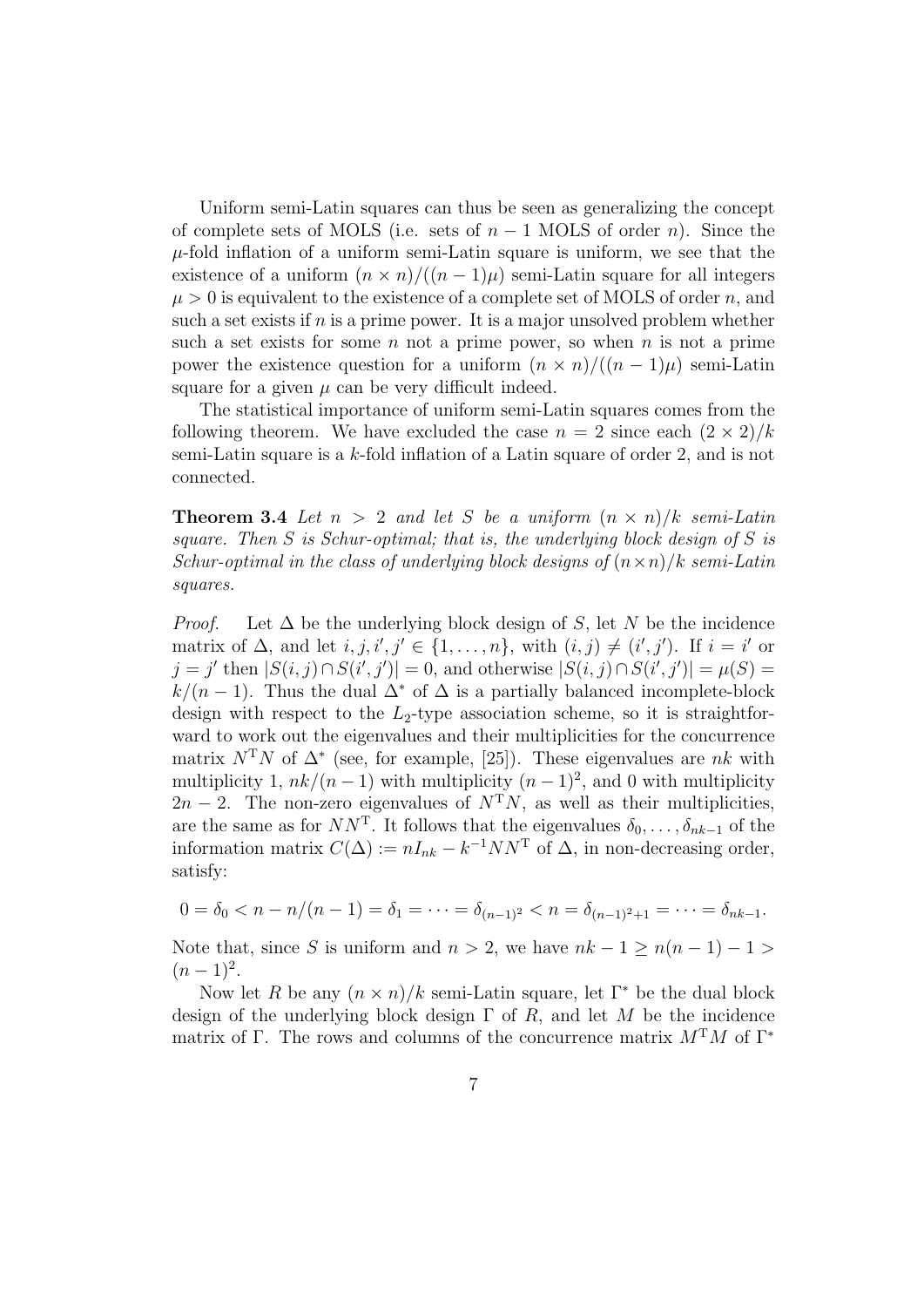Uniform semi-Latin squares can thus be seen as generalizing the concept of complete sets of MOLS (i.e. sets of $n-1$ MOLS of order $n$). Since the $\mu$-fold inflation of a uniform semi-Latin square is uniform, we see that the existence of a uniform $(n \times n)/((n-1)\mu)$ semi-Latin square for all integers $\mu > 0$ is equivalent to the existence of a complete set of MOLS of order $n$, and such a set exists if $n$ is a prime power. It is a major unsolved problem whether such a set exists for some $n$ not a prime power, so when $n$ is not a prime power the existence question for a uniform $(n \times n)/((n-1)\mu)$ semi-Latin square for a given $\mu$ can be very difficult indeed.

The statistical importance of uniform semi-Latin squares comes from the following theorem. We have excluded the case $n = 2$ since each $(2 \times 2)/k$ semi-Latin square is a $k$-fold inflation of a Latin square of order 2, and is not connected.

**Theorem 3.4** *Let $n > 2$ and let $S$ be a uniform $(n \times n)/k$ semi-Latin square. Then $S$ is Schur-optimal; that is, the underlying block design of $S$ is Schur-optimal in the class of underlying block designs of $(n \times n)/k$ semi-Latin squares.*

*Proof.* Let $\Delta$ be the underlying block design of $S$, let $N$ be the incidence matrix of $\Delta$, and let $i, j, i', j' \in \{1, \ldots, n\}$, with $(i, j) \neq (i', j')$. If $i = i'$ or $j = j'$ then $|S(i, j) \cap S(i', j')| = 0$, and otherwise $|S(i, j) \cap S(i', j')| = \mu(S) = k/(n-1)$. Thus the dual $\Delta^*$ of $\Delta$ is a partially balanced incomplete-block design with respect to the $L_2$-type association scheme, so it is straightforward to work out the eigenvalues and their multiplicities for the concurrence matrix $N^{\mathrm{T}}N$ of $\Delta^*$ (see, for example, [25]). These eigenvalues are $nk$ with multiplicity 1, $nk/(n-1)$ with multiplicity $(n-1)^2$, and 0 with multiplicity $2n-2$. The non-zero eigenvalues of $N^{\mathrm{T}}N$, as well as their multiplicities, are the same as for $NN^{\mathrm{T}}$. It follows that the eigenvalues $\delta_0, \ldots, \delta_{nk-1}$ of the information matrix $C(\Delta) := nI_{nk} - k^{-1}NN^{\mathrm{T}}$ of $\Delta$, in non-decreasing order, satisfy:

$$0 = \delta_0 < n - n/(n-1) = \delta_1 = \cdots = \delta_{(n-1)^2} < n = \delta_{(n-1)^2+1} = \cdots = \delta_{nk-1}.$$

Note that, since $S$ is uniform and $n > 2$, we have $nk - 1 \geq n(n-1) - 1 > (n-1)^2$.

Now let $R$ be any $(n \times n)/k$ semi-Latin square, let $\Gamma^*$ be the dual block design of the underlying block design $\Gamma$ of $R$, and let $M$ be the incidence matrix of $\Gamma$. The rows and columns of the concurrence matrix $M^{\mathrm{T}}M$ of $\Gamma^*$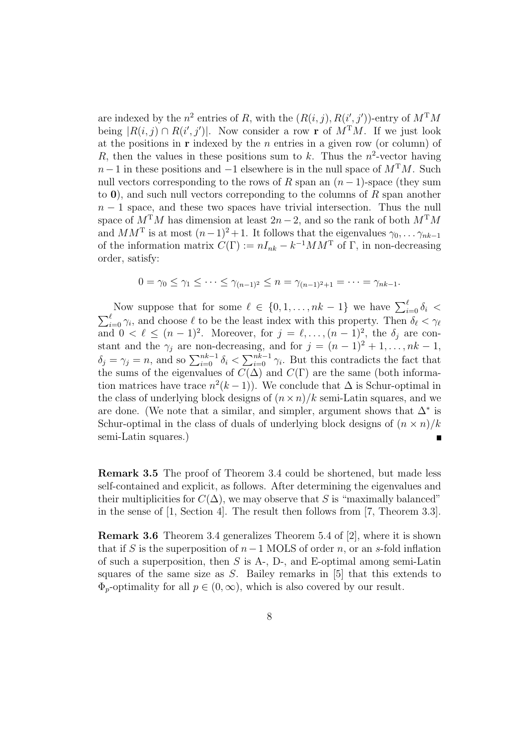are indexed by the $n^2$ entries of $R$, with the $(R(i,j), R(i',j'))$-entry of $M^{\mathrm{T}}M$ being $|R(i,j) \cap R(i',j')|$. Now consider a row $\mathbf{r}$ of $M^{\mathrm{T}}M$. If we just look at the positions in $\mathbf{r}$ indexed by the $n$ entries in a given row (or column) of $R$, then the values in these positions sum to $k$. Thus the $n^2$-vector having $n-1$ in these positions and $-1$ elsewhere is in the null space of $M^{\mathrm{T}}M$. Such null vectors corresponding to the rows of $R$ span an $(n-1)$-space (they sum to $\mathbf{0}$), and such null vectors correponding to the columns of $R$ span another $n-1$ space, and these two spaces have trivial intersection. Thus the null space of $M^{\mathrm{T}}M$ has dimension at least $2n-2$, and so the rank of both $M^{\mathrm{T}}M$ and $MM^{\mathrm{T}}$ is at most $(n-1)^2+1$. It follows that the eigenvalues $\gamma_0, \ldots \gamma_{nk-1}$ of the information matrix $C(\Gamma) := nI_{nk} - k^{-1}MM^{\mathrm{T}}$ of $\Gamma$, in non-decreasing order, satisfy:

$$0 = \gamma_0 \leq \gamma_1 \leq \cdots \leq \gamma_{(n-1)^2} \leq n = \gamma_{(n-1)^2+1} = \cdots = \gamma_{nk-1}.$$

Now suppose that for some $\ell \in \{0, 1, \ldots, nk-1\}$ we have $\sum_{i=0}^{\ell} \delta_i < \sum_{i=0}^{\ell} \gamma_i$, and choose $\ell$ to be the least index with this property. Then $\delta_\ell < \gamma_\ell$ and $0 < \ell \leq (n-1)^2$. Moreover, for $j = \ell, \ldots, (n-1)^2$, the $\delta_j$ are constant and the $\gamma_j$ are non-decreasing, and for $j = (n-1)^2+1, \ldots, nk-1$, $\delta_j = \gamma_j = n$, and so $\sum_{i=0}^{nk-1} \delta_i < \sum_{i=0}^{nk-1} \gamma_i$. But this contradicts the fact that the sums of the eigenvalues of $C(\Delta)$ and $C(\Gamma)$ are the same (both information matrices have trace $n^2(k-1)$). We conclude that $\Delta$ is Schur-optimal in the class of underlying block designs of $(n \times n)/k$ semi-Latin squares, and we are done. (We note that a similar, and simpler, argument shows that $\Delta^*$ is Schur-optimal in the class of duals of underlying block designs of $(n \times n)/k$ semi-Latin squares.) ∎

**Remark 3.5** The proof of Theorem 3.4 could be shortened, but made less self-contained and explicit, as follows. After determining the eigenvalues and their multiplicities for $C(\Delta)$, we may observe that $S$ is "maximally balanced" in the sense of [1, Section 4]. The result then follows from [7, Theorem 3.3].

**Remark 3.6** Theorem 3.4 generalizes Theorem 5.4 of [2], where it is shown that if $S$ is the superposition of $n-1$ MOLS of order $n$, or an $s$-fold inflation of such a superposition, then $S$ is A-, D-, and E-optimal among semi-Latin squares of the same size as $S$. Bailey remarks in [5] that this extends to $\Phi_p$-optimality for all $p \in (0, \infty)$, which is also covered by our result.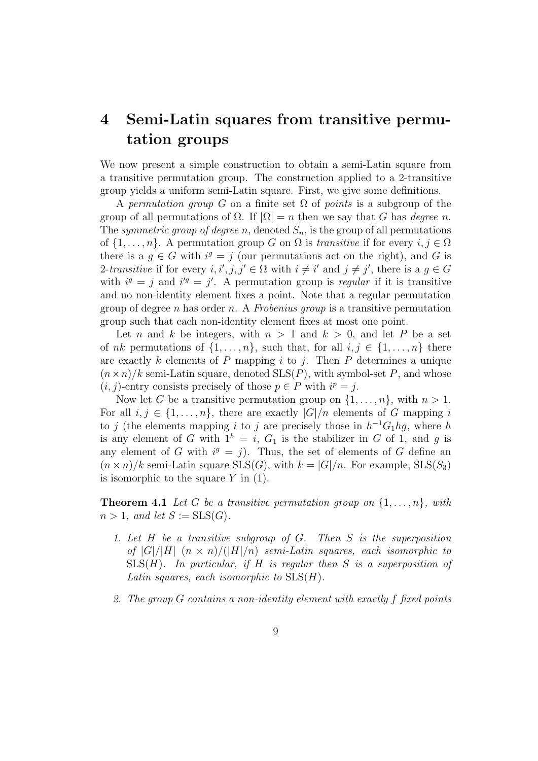# 4 Semi-Latin squares from transitive permutation groups

We now present a simple construction to obtain a semi-Latin square from a transitive permutation group. The construction applied to a 2-transitive group yields a uniform semi-Latin square. First, we give some definitions.

A *permutation group* $G$ on a finite set $\Omega$ of *points* is a subgroup of the group of all permutations of $\Omega$. If $|\Omega| = n$ then we say that $G$ has *degree* $n$. The *symmetric group of degree* $n$, denoted $S_n$, is the group of all permutations of $\{1, \ldots, n\}$. A permutation group $G$ on $\Omega$ is *transitive* if for every $i, j \in \Omega$ there is a $g \in G$ with $i^g = j$ (our permutations act on the right), and $G$ is 2-*transitive* if for every $i, i', j, j' \in \Omega$ with $i \neq i'$ and $j \neq j'$, there is a $g \in G$ with $i^g = j$ and $i'^g = j'$. A permutation group is *regular* if it is transitive and no non-identity element fixes a point. Note that a regular permutation group of degree $n$ has order $n$. A *Frobenius group* is a transitive permutation group such that each non-identity element fixes at most one point.

Let $n$ and $k$ be integers, with $n > 1$ and $k > 0$, and let $P$ be a set of $nk$ permutations of $\{1, \ldots, n\}$, such that, for all $i, j \in \{1, \ldots, n\}$ there are exactly $k$ elements of $P$ mapping $i$ to $j$. Then $P$ determines a unique $(n \times n)/k$ semi-Latin square, denoted $\mathrm{SLS}(P)$, with symbol-set $P$, and whose $(i, j)$-entry consists precisely of those $p \in P$ with $i^p = j$.

Now let $G$ be a transitive permutation group on $\{1, \ldots, n\}$, with $n > 1$. For all $i, j \in \{1, \ldots, n\}$, there are exactly $|G|/n$ elements of $G$ mapping $i$ to $j$ (the elements mapping $i$ to $j$ are precisely those in $h^{-1}G_1hg$, where $h$ is any element of $G$ with $1^h = i$, $G_1$ is the stabilizer in $G$ of 1, and $g$ is any element of $G$ with $i^g = j$). Thus, the set of elements of $G$ define an $(n \times n)/k$ semi-Latin square $\mathrm{SLS}(G)$, with $k = |G|/n$. For example, $\mathrm{SLS}(S_3)$ is isomorphic to the square $Y$ in (1).

**Theorem 4.1** *Let $G$ be a transitive permutation group on $\{1, \ldots, n\}$, with $n > 1$, and let $S := \mathrm{SLS}(G)$.*

1. *Let $H$ be a transitive subgroup of $G$. Then $S$ is the superposition of $|G|/|H|$ $(n \times n)/(|H|/n)$ semi-Latin squares, each isomorphic to $\mathrm{SLS}(H)$. In particular, if $H$ is regular then $S$ is a superposition of Latin squares, each isomorphic to $\mathrm{SLS}(H)$.*

2. *The group $G$ contains a non-identity element with exactly $f$ fixed points*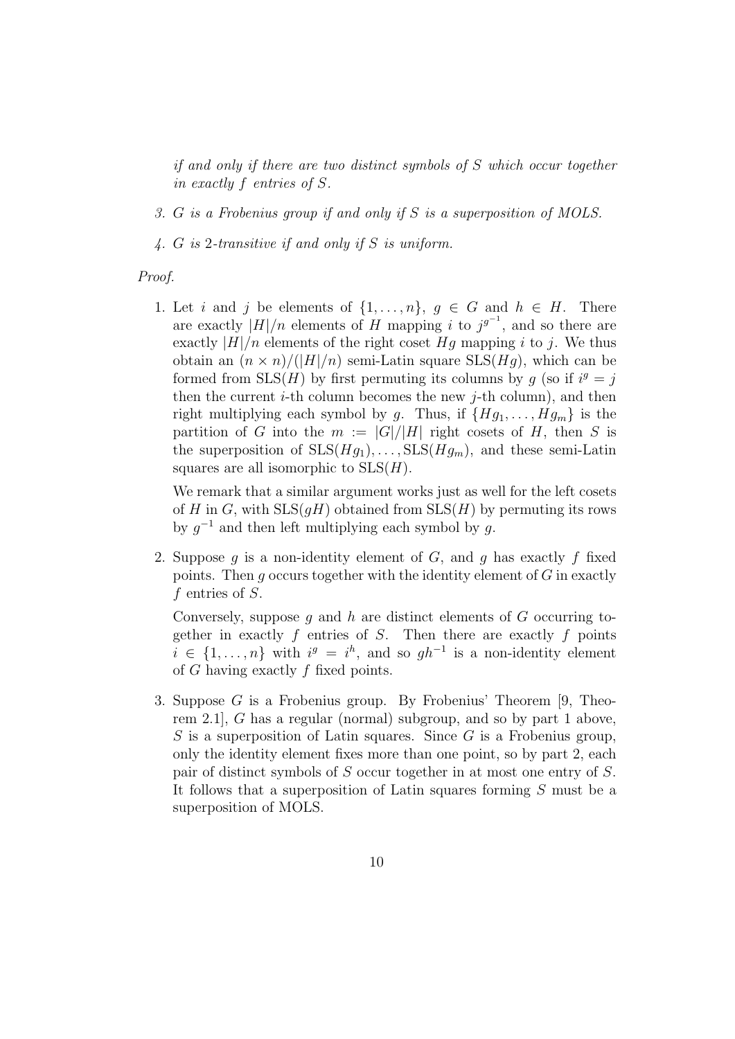*if and only if there are two distinct symbols of $S$ which occur together in exactly $f$ entries of $S$.*

3. *$G$ is a Frobenius group if and only if $S$ is a superposition of MOLS.*

4. *$G$ is 2-transitive if and only if $S$ is uniform.*

*Proof.*

1. Let $i$ and $j$ be elements of $\{1, \ldots, n\}$, $g \in G$ and $h \in H$. There are exactly $|H|/n$ elements of $H$ mapping $i$ to $j^{g^{-1}}$, and so there are exactly $|H|/n$ elements of the right coset $Hg$ mapping $i$ to $j$. We thus obtain an $(n \times n)/(|H|/n)$ semi-Latin square $\mathrm{SLS}(Hg)$, which can be formed from $\mathrm{SLS}(H)$ by first permuting its columns by $g$ (so if $i^g = j$ then the current $i$-th column becomes the new $j$-th column), and then right multiplying each symbol by $g$. Thus, if $\{Hg_1, \ldots, Hg_m\}$ is the partition of $G$ into the $m := |G|/|H|$ right cosets of $H$, then $S$ is the superposition of $\mathrm{SLS}(Hg_1), \ldots, \mathrm{SLS}(Hg_m)$, and these semi-Latin squares are all isomorphic to $\mathrm{SLS}(H)$.

   We remark that a similar argument works just as well for the left cosets of $H$ in $G$, with $\mathrm{SLS}(gH)$ obtained from $\mathrm{SLS}(H)$ by permuting its rows by $g^{-1}$ and then left multiplying each symbol by $g$.

2. Suppose $g$ is a non-identity element of $G$, and $g$ has exactly $f$ fixed points. Then $g$ occurs together with the identity element of $G$ in exactly $f$ entries of $S$.

   Conversely, suppose $g$ and $h$ are distinct elements of $G$ occurring together in exactly $f$ entries of $S$. Then there are exactly $f$ points $i \in \{1, \ldots, n\}$ with $i^g = i^h$, and so $gh^{-1}$ is a non-identity element of $G$ having exactly $f$ fixed points.

3. Suppose $G$ is a Frobenius group. By Frobenius' Theorem [9, Theorem 2.1], $G$ has a regular (normal) subgroup, and so by part 1 above, $S$ is a superposition of Latin squares. Since $G$ is a Frobenius group, only the identity element fixes more than one point, so by part 2, each pair of distinct symbols of $S$ occur together in at most one entry of $S$. It follows that a superposition of Latin squares forming $S$ must be a superposition of MOLS.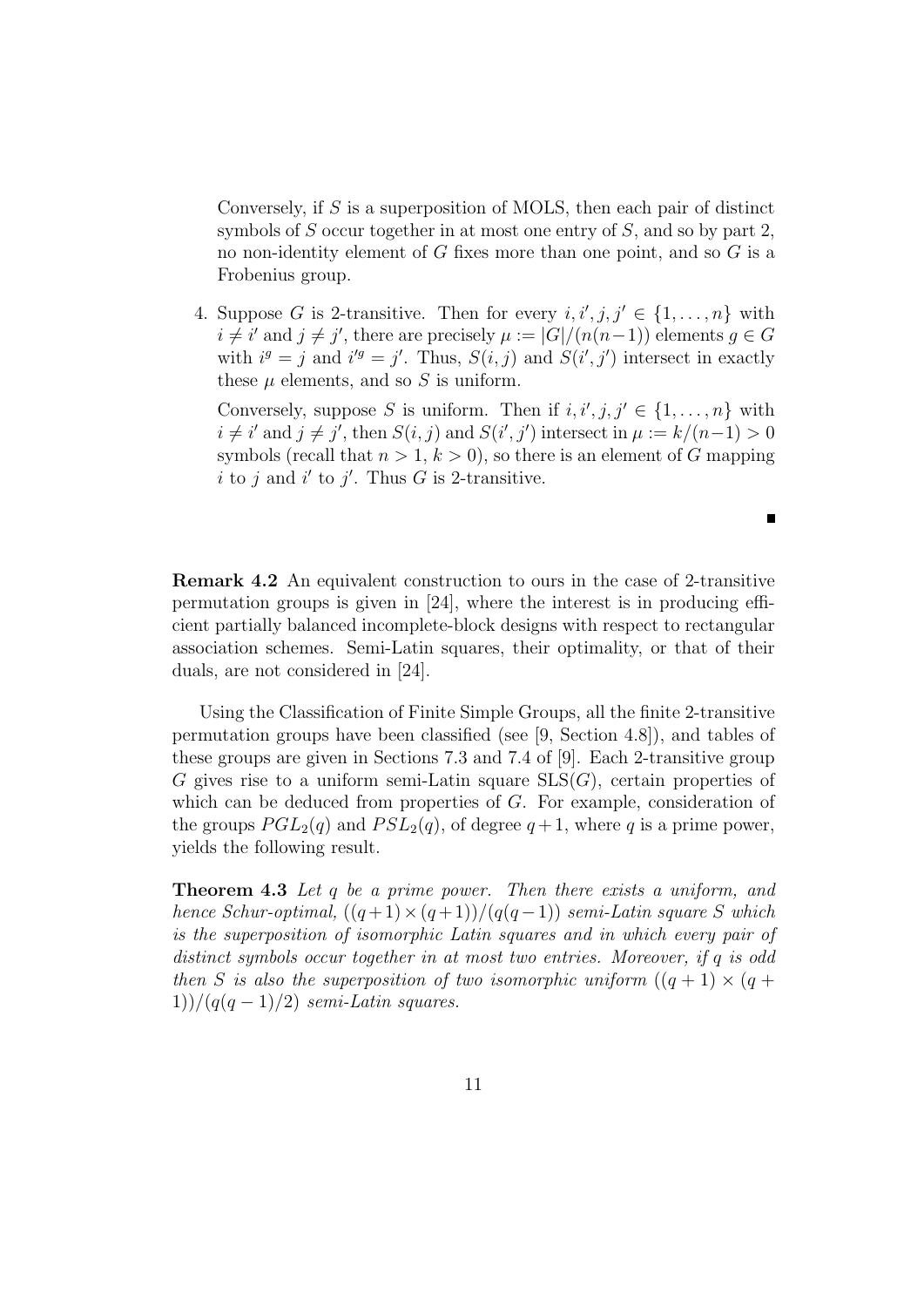Conversely, if $S$ is a superposition of MOLS, then each pair of distinct symbols of $S$ occur together in at most one entry of $S$, and so by part 2, no non-identity element of $G$ fixes more than one point, and so $G$ is a Frobenius group.

4. Suppose $G$ is 2-transitive. Then for every $i, i', j, j' \in \{1, \ldots, n\}$ with $i \neq i'$ and $j \neq j'$, there are precisely $\mu := |G|/(n(n-1))$ elements $g \in G$ with $i^g = j$ and $i'^g = j'$. Thus, $S(i, j)$ and $S(i', j')$ intersect in exactly these $\mu$ elements, and so $S$ is uniform.

   Conversely, suppose $S$ is uniform. Then if $i, i', j, j' \in \{1, \ldots, n\}$ with $i \neq i'$ and $j \neq j'$, then $S(i, j)$ and $S(i', j')$ intersect in $\mu := k/(n-1) > 0$ symbols (recall that $n > 1$, $k > 0$), so there is an element of $G$ mapping $i$ to $j$ and $i'$ to $j'$. Thus $G$ is 2-transitive.

■

**Remark 4.2** An equivalent construction to ours in the case of 2-transitive permutation groups is given in [24], where the interest is in producing efficient partially balanced incomplete-block designs with respect to rectangular association schemes. Semi-Latin squares, their optimality, or that of their duals, are not considered in [24].

Using the Classification of Finite Simple Groups, all the finite 2-transitive permutation groups have been classified (see [9, Section 4.8]), and tables of these groups are given in Sections 7.3 and 7.4 of [9]. Each 2-transitive group $G$ gives rise to a uniform semi-Latin square $\mathrm{SLS}(G)$, certain properties of which can be deduced from properties of $G$. For example, consideration of the groups $PGL_2(q)$ and $PSL_2(q)$, of degree $q+1$, where $q$ is a prime power, yields the following result.

**Theorem 4.3** *Let $q$ be a prime power. Then there exists a uniform, and hence Schur-optimal, $((q+1) \times (q+1))/(q(q-1))$ semi-Latin square $S$ which is the superposition of isomorphic Latin squares and in which every pair of distinct symbols occur together in at most two entries. Moreover, if $q$ is odd then $S$ is also the superposition of two isomorphic uniform $((q+1) \times (q+1))/(q(q-1)/2)$ semi-Latin squares.*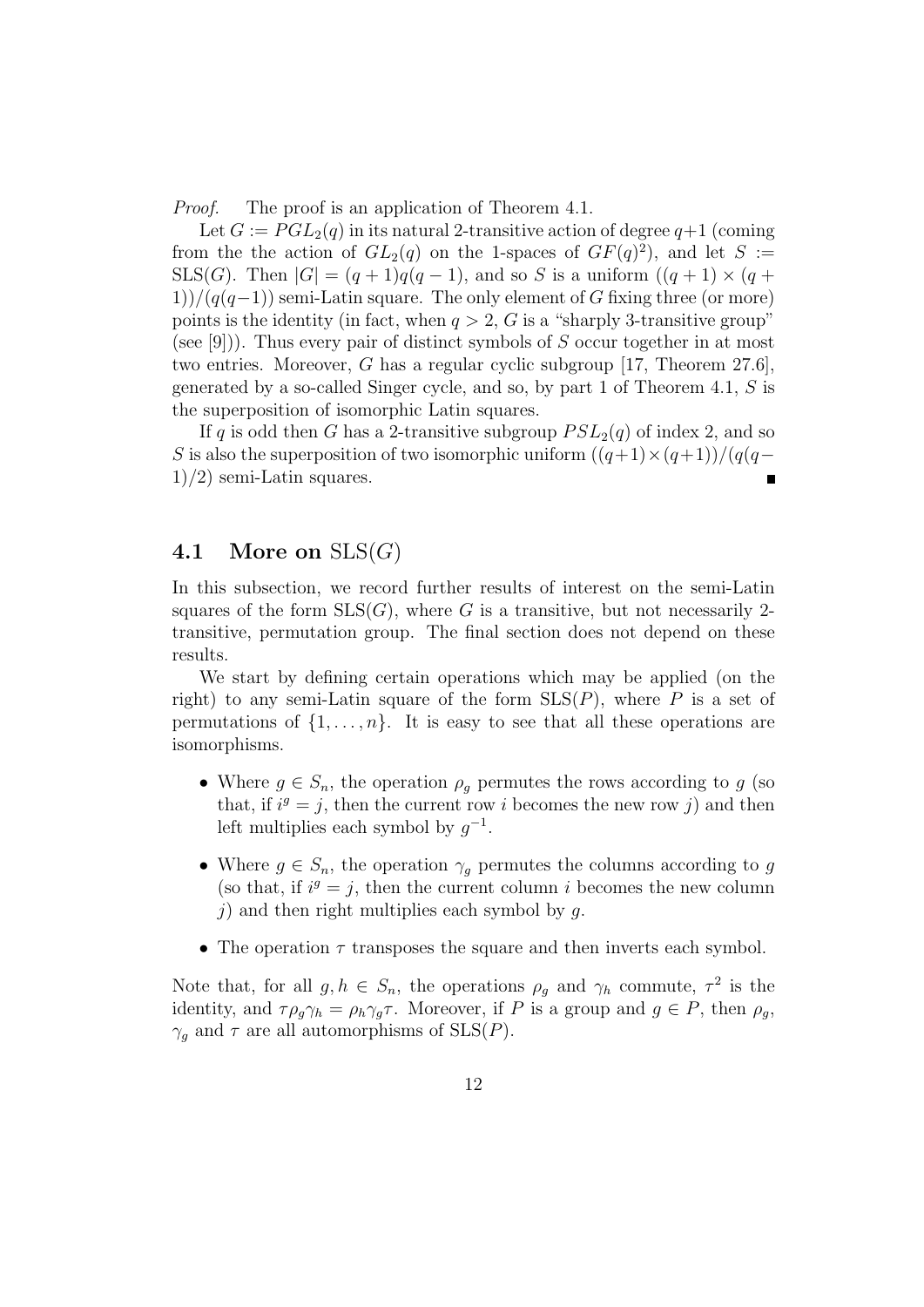*Proof.* The proof is an application of Theorem 4.1.

Let $G := PGL_2(q)$ in its natural 2-transitive action of degree $q+1$ (coming from the the action of $GL_2(q)$ on the 1-spaces of $GF(q)^2$), and let $S :=$ SLS($G$). Then $|G| = (q+1)q(q-1)$, and so $S$ is a uniform $((q+1) \times (q+1))/(q(q-1))$ semi-Latin square. The only element of $G$ fixing three (or more) points is the identity (in fact, when $q > 2$, $G$ is a "sharply 3-transitive group" (see [9])). Thus every pair of distinct symbols of $S$ occur together in at most two entries. Moreover, $G$ has a regular cyclic subgroup [17, Theorem 27.6], generated by a so-called Singer cycle, and so, by part 1 of Theorem 4.1, $S$ is the superposition of isomorphic Latin squares.

If $q$ is odd then $G$ has a 2-transitive subgroup $PSL_2(q)$ of index 2, and so $S$ is also the superposition of two isomorphic uniform $((q+1)\times(q+1))/(q(q-1)/2)$ semi-Latin squares. ∎

## 4.1 More on SLS($G$)

In this subsection, we record further results of interest on the semi-Latin squares of the form SLS($G$), where $G$ is a transitive, but not necessarily 2-transitive, permutation group. The final section does not depend on these results.

We start by defining certain operations which may be applied (on the right) to any semi-Latin square of the form SLS($P$), where $P$ is a set of permutations of $\{1, \ldots, n\}$. It is easy to see that all these operations are isomorphisms.

- Where $g \in S_n$, the operation $\rho_g$ permutes the rows according to $g$ (so that, if $i^g = j$, then the current row $i$ becomes the new row $j$) and then left multiplies each symbol by $g^{-1}$.
- Where $g \in S_n$, the operation $\gamma_g$ permutes the columns according to $g$ (so that, if $i^g = j$, then the current column $i$ becomes the new column $j$) and then right multiplies each symbol by $g$.
- The operation $\tau$ transposes the square and then inverts each symbol.

Note that, for all $g, h \in S_n$, the operations $\rho_g$ and $\gamma_h$ commute, $\tau^2$ is the identity, and $\tau\rho_g\gamma_h = \rho_h\gamma_g\tau$. Moreover, if $P$ is a group and $g \in P$, then $\rho_g$, $\gamma_g$ and $\tau$ are all automorphisms of SLS($P$).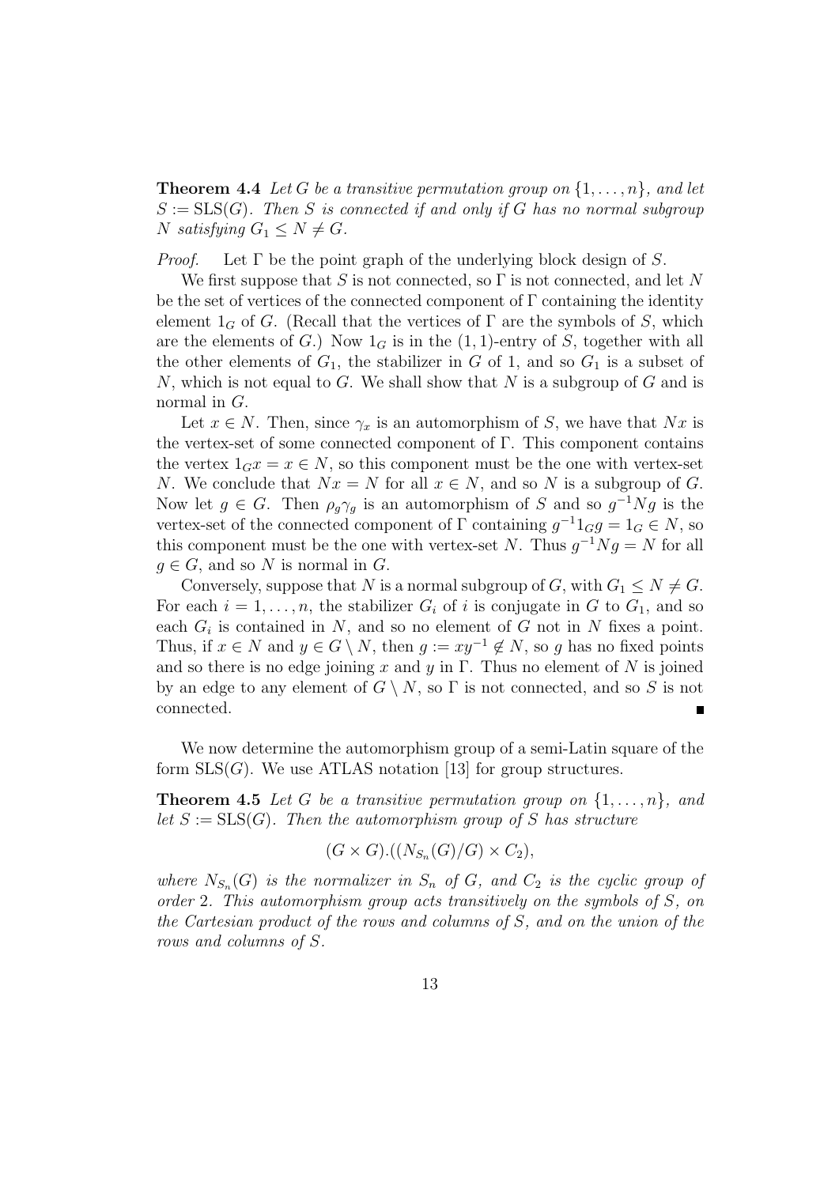**Theorem 4.4** *Let $G$ be a transitive permutation group on $\{1,\ldots,n\}$, and let $S := \mathrm{SLS}(G)$. Then $S$ is connected if and only if $G$ has no normal subgroup $N$ satisfying $G_1 \leq N \neq G$.*

*Proof.* Let $\Gamma$ be the point graph of the underlying block design of $S$.

We first suppose that $S$ is not connected, so $\Gamma$ is not connected, and let $N$ be the set of vertices of the connected component of $\Gamma$ containing the identity element $1_G$ of $G$. (Recall that the vertices of $\Gamma$ are the symbols of $S$, which are the elements of $G$.) Now $1_G$ is in the $(1,1)$-entry of $S$, together with all the other elements of $G_1$, the stabilizer in $G$ of 1, and so $G_1$ is a subset of $N$, which is not equal to $G$. We shall show that $N$ is a subgroup of $G$ and is normal in $G$.

Let $x \in N$. Then, since $\gamma_x$ is an automorphism of $S$, we have that $Nx$ is the vertex-set of some connected component of $\Gamma$. This component contains the vertex $1_G x = x \in N$, so this component must be the one with vertex-set $N$. We conclude that $Nx = N$ for all $x \in N$, and so $N$ is a subgroup of $G$. Now let $g \in G$. Then $\rho_g\gamma_g$ is an automorphism of $S$ and so $g^{-1}Ng$ is the vertex-set of the connected component of $\Gamma$ containing $g^{-1}1_G g = 1_G \in N$, so this component must be the one with vertex-set $N$. Thus $g^{-1}Ng = N$ for all $g \in G$, and so $N$ is normal in $G$.

Conversely, suppose that $N$ is a normal subgroup of $G$, with $G_1 \leq N \neq G$. For each $i = 1,\ldots,n$, the stabilizer $G_i$ of $i$ is conjugate in $G$ to $G_1$, and so each $G_i$ is contained in $N$, and so no element of $G$ not in $N$ fixes a point. Thus, if $x \in N$ and $y \in G \setminus N$, then $g := xy^{-1} \notin N$, so $g$ has no fixed points and so there is no edge joining $x$ and $y$ in $\Gamma$. Thus no element of $N$ is joined by an edge to any element of $G \setminus N$, so $\Gamma$ is not connected, and so $S$ is not connected. ∎

We now determine the automorphism group of a semi-Latin square of the form $\mathrm{SLS}(G)$. We use ATLAS notation [13] for group structures.

**Theorem 4.5** *Let $G$ be a transitive permutation group on $\{1,\ldots,n\}$, and let $S := \mathrm{SLS}(G)$. Then the automorphism group of $S$ has structure*

$$(G \times G).((N_{S_n}(G)/G) \times C_2),$$

*where $N_{S_n}(G)$ is the normalizer in $S_n$ of $G$, and $C_2$ is the cyclic group of order 2. This automorphism group acts transitively on the symbols of $S$, on the Cartesian product of the rows and columns of $S$, and on the union of the rows and columns of $S$.*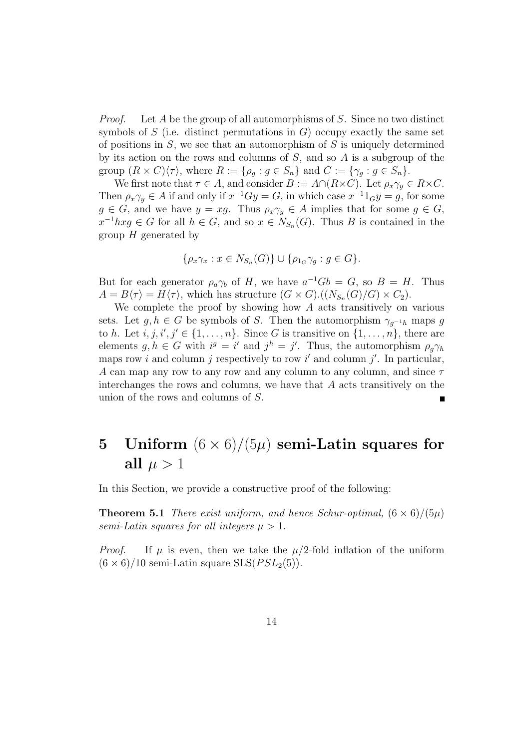*Proof.* Let $A$ be the group of all automorphisms of $S$. Since no two distinct symbols of $S$ (i.e. distinct permutations in $G$) occupy exactly the same set of positions in $S$, we see that an automorphism of $S$ is uniquely determined by its action on the rows and columns of $S$, and so $A$ is a subgroup of the group $(R \times C)\langle\tau\rangle$, where $R := \{\rho_g : g \in S_n\}$ and $C := \{\gamma_g : g \in S_n\}$.

We first note that $\tau \in A$, and consider $B := A \cap (R \times C)$. Let $\rho_x\gamma_y \in R \times C$. Then $\rho_x\gamma_y \in A$ if and only if $x^{-1}Gy = G$, in which case $x^{-1}1_G y = g$, for some $g \in G$, and we have $y = xg$. Thus $\rho_x\gamma_y \in A$ implies that for some $g \in G$, $x^{-1}hxg \in G$ for all $h \in G$, and so $x \in N_{S_n}(G)$. Thus $B$ is contained in the group $H$ generated by

$$\{\rho_x\gamma_x : x \in N_{S_n}(G)\} \cup \{\rho_{1_G}\gamma_g : g \in G\}.$$

But for each generator $\rho_a\gamma_b$ of $H$, we have $a^{-1}Gb = G$, so $B = H$. Thus $A = B\langle\tau\rangle = H\langle\tau\rangle$, which has structure $(G \times G).((N_{S_n}(G)/G) \times C_2)$.

We complete the proof by showing how $A$ acts transitively on various sets. Let $g, h \in G$ be symbols of $S$. Then the automorphism $\gamma_{g^{-1}h}$ maps $g$ to $h$. Let $i, j, i', j' \in \{1, \ldots, n\}$. Since $G$ is transitive on $\{1, \ldots, n\}$, there are elements $g, h \in G$ with $i^g = i'$ and $j^h = j'$. Thus, the automorphism $\rho_g\gamma_h$ maps row $i$ and column $j$ respectively to row $i'$ and column $j'$. In particular, $A$ can map any row to any row and any column to any column, and since $\tau$ interchanges the rows and columns, we have that $A$ acts transitively on the union of the rows and columns of $S$. ∎

# 5 Uniform $(6 \times 6)/(5\mu)$ semi-Latin squares for all $\mu > 1$

In this Section, we provide a constructive proof of the following:

**Theorem 5.1** *There exist uniform, and hence Schur-optimal, $(6 \times 6)/(5\mu)$ semi-Latin squares for all integers $\mu > 1$.*

*Proof.* If $\mu$ is even, then we take the $\mu/2$-fold inflation of the uniform $(6 \times 6)/10$ semi-Latin square $\mathrm{SLS}(PSL_2(5))$.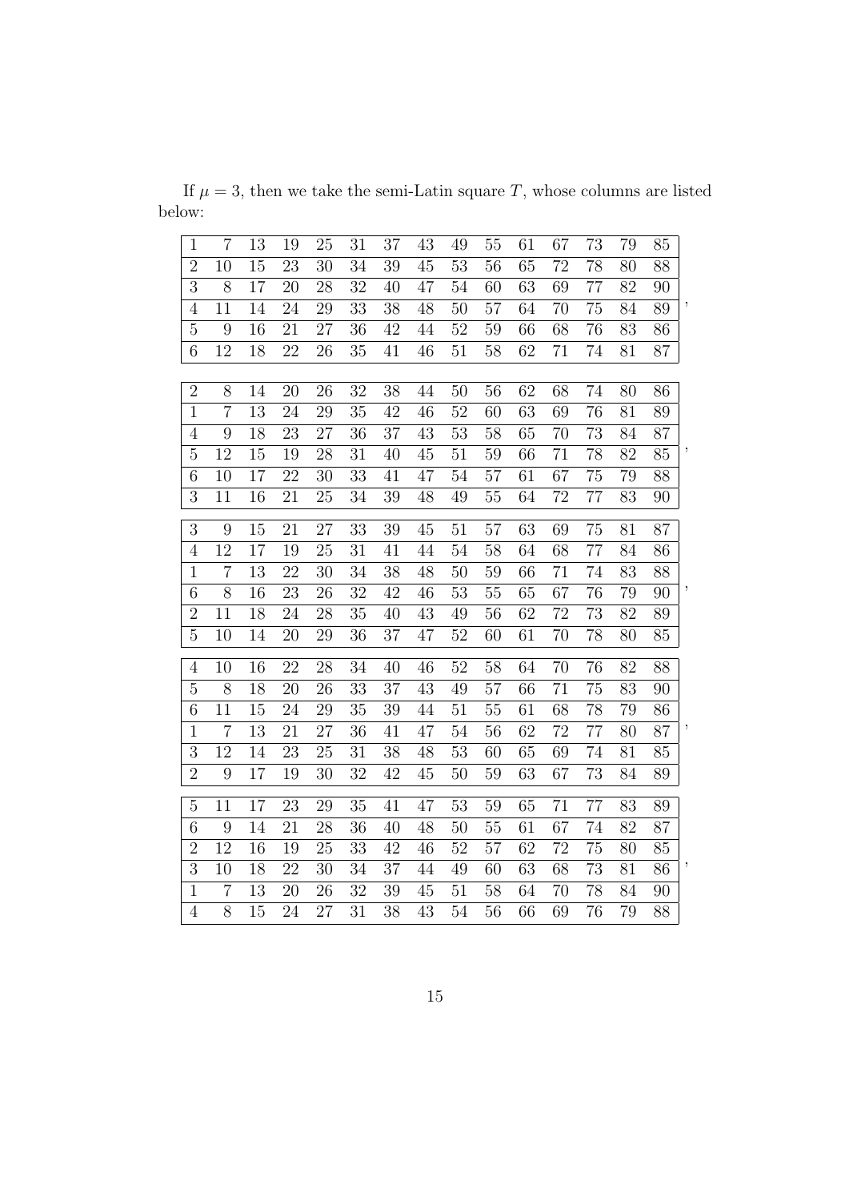If $\mu = 3$, then we take the semi-Latin square $T$, whose columns are listed below:

| | | | | | | | | | | | | | | |
|---|---|---|---|---|---|---|---|---|---|---|---|---|---|---|
| 1 | 7 | 13 | 19 | 25 | 31 | 37 | 43 | 49 | 55 | 61 | 67 | 73 | 79 | 85 |
| 2 | 10 | 15 | 23 | 30 | 34 | 39 | 45 | 53 | 56 | 65 | 72 | 78 | 80 | 88 |
| 3 | 8 | 17 | 20 | 28 | 32 | 40 | 47 | 54 | 60 | 63 | 69 | 77 | 82 | 90 |
| 4 | 11 | 14 | 24 | 29 | 33 | 38 | 48 | 50 | 57 | 64 | 70 | 75 | 84 | 89 |
| 5 | 9 | 16 | 21 | 27 | 36 | 42 | 44 | 52 | 59 | 66 | 68 | 76 | 83 | 86 |
| 6 | 12 | 18 | 22 | 26 | 35 | 41 | 46 | 51 | 58 | 62 | 71 | 74 | 81 | 87 |

,

| | | | | | | | | | | | | | | |
|---|---|---|---|---|---|---|---|---|---|---|---|---|---|---|
| 2 | 8 | 14 | 20 | 26 | 32 | 38 | 44 | 50 | 56 | 62 | 68 | 74 | 80 | 86 |
| 1 | 7 | 13 | 24 | 29 | 35 | 42 | 46 | 52 | 60 | 63 | 69 | 76 | 81 | 89 |
| 4 | 9 | 18 | 23 | 27 | 36 | 37 | 43 | 53 | 58 | 65 | 70 | 73 | 84 | 87 |
| 5 | 12 | 15 | 19 | 28 | 31 | 40 | 45 | 51 | 59 | 66 | 71 | 78 | 82 | 85 |
| 6 | 10 | 17 | 22 | 30 | 33 | 41 | 47 | 54 | 57 | 61 | 67 | 75 | 79 | 88 |
| 3 | 11 | 16 | 21 | 25 | 34 | 39 | 48 | 49 | 55 | 64 | 72 | 77 | 83 | 90 |

,

| | | | | | | | | | | | | | | |
|---|---|---|---|---|---|---|---|---|---|---|---|---|---|---|
| 3 | 9 | 15 | 21 | 27 | 33 | 39 | 45 | 51 | 57 | 63 | 69 | 75 | 81 | 87 |
| 4 | 12 | 17 | 19 | 25 | 31 | 41 | 44 | 54 | 58 | 64 | 68 | 77 | 84 | 86 |
| 1 | 7 | 13 | 22 | 30 | 34 | 38 | 48 | 50 | 59 | 66 | 71 | 74 | 83 | 88 |
| 6 | 8 | 16 | 23 | 26 | 32 | 42 | 46 | 53 | 55 | 65 | 67 | 76 | 79 | 90 |
| 2 | 11 | 18 | 24 | 28 | 35 | 40 | 43 | 49 | 56 | 62 | 72 | 73 | 82 | 89 |
| 5 | 10 | 14 | 20 | 29 | 36 | 37 | 47 | 52 | 60 | 61 | 70 | 78 | 80 | 85 |

,

| | | | | | | | | | | | | | | |
|---|---|---|---|---|---|---|---|---|---|---|---|---|---|---|
| 4 | 10 | 16 | 22 | 28 | 34 | 40 | 46 | 52 | 58 | 64 | 70 | 76 | 82 | 88 |
| 5 | 8 | 18 | 20 | 26 | 33 | 37 | 43 | 49 | 57 | 66 | 71 | 75 | 83 | 90 |
| 6 | 11 | 15 | 24 | 29 | 35 | 39 | 44 | 51 | 55 | 61 | 68 | 78 | 79 | 86 |
| 1 | 7 | 13 | 21 | 27 | 36 | 41 | 47 | 54 | 56 | 62 | 72 | 77 | 80 | 87 |
| 3 | 12 | 14 | 23 | 25 | 31 | 38 | 48 | 53 | 60 | 65 | 69 | 74 | 81 | 85 |
| 2 | 9 | 17 | 19 | 30 | 32 | 42 | 45 | 50 | 59 | 63 | 67 | 73 | 84 | 89 |

,

| | | | | | | | | | | | | | | |
|---|---|---|---|---|---|---|---|---|---|---|---|---|---|---|
| 5 | 11 | 17 | 23 | 29 | 35 | 41 | 47 | 53 | 59 | 65 | 71 | 77 | 83 | 89 |
| 6 | 9 | 14 | 21 | 28 | 36 | 40 | 48 | 50 | 55 | 61 | 67 | 74 | 82 | 87 |
| 2 | 12 | 16 | 19 | 25 | 33 | 42 | 46 | 52 | 57 | 62 | 72 | 75 | 80 | 85 |
| 3 | 10 | 18 | 22 | 30 | 34 | 37 | 44 | 49 | 60 | 63 | 68 | 73 | 81 | 86 |
| 1 | 7 | 13 | 20 | 26 | 32 | 39 | 45 | 51 | 58 | 64 | 70 | 78 | 84 | 90 |
| 4 | 8 | 15 | 24 | 27 | 31 | 38 | 43 | 54 | 56 | 66 | 69 | 76 | 79 | 88 |

,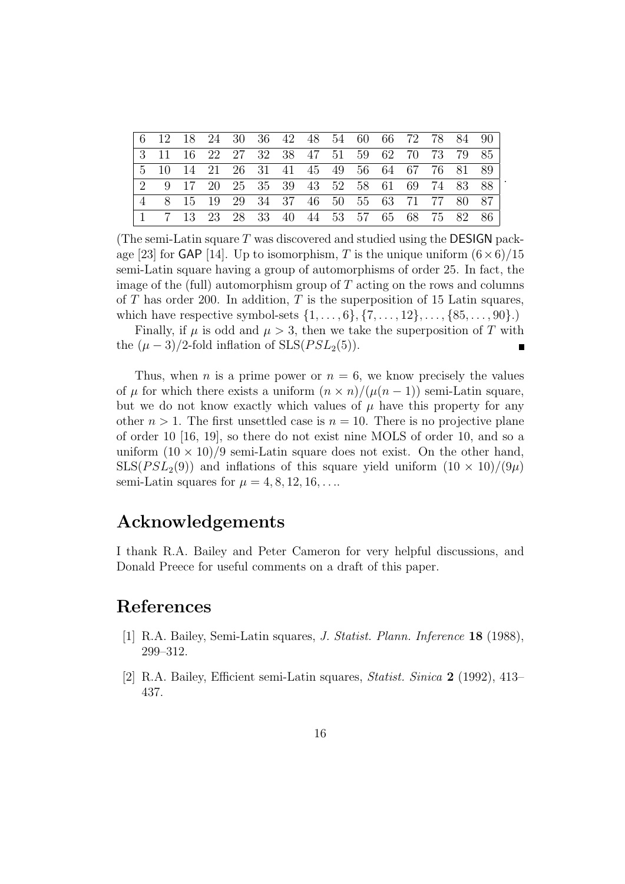| 6 | 12 | 18 | 24 | 30 | 36 | 42 | 48 | 54 | 60 | 66 | 72 | 78 | 84 | 90 |
|---|---|---|---|---|---|---|---|---|---|---|---|---|---|---|
| 3 | 11 | 16 | 22 | 27 | 32 | 38 | 47 | 51 | 59 | 62 | 70 | 73 | 79 | 85 |
| 5 | 10 | 14 | 21 | 26 | 31 | 41 | 45 | 49 | 56 | 64 | 67 | 76 | 81 | 89 |
| 2 | 9 | 17 | 20 | 25 | 35 | 39 | 43 | 52 | 58 | 61 | 69 | 74 | 83 | 88 |
| 4 | 8 | 15 | 19 | 29 | 34 | 37 | 46 | 50 | 55 | 63 | 71 | 77 | 80 | 87 |
| 1 | 7 | 13 | 23 | 28 | 33 | 40 | 44 | 53 | 57 | 65 | 68 | 75 | 82 | 86 |

.

(The semi-Latin square $T$ was discovered and studied using the DESIGN package [23] for GAP [14]. Up to isomorphism, $T$ is the unique uniform $(6\times 6)/15$ semi-Latin square having a group of automorphisms of order 25. In fact, the image of the (full) automorphism group of $T$ acting on the rows and columns of $T$ has order 200. In addition, $T$ is the superposition of 15 Latin squares, which have respective symbol-sets $\{1,\ldots,6\},\{7,\ldots,12\},\ldots,\{85,\ldots,90\}$.)

Finally, if $\mu$ is odd and $\mu > 3$, then we take the superposition of $T$ with the $(\mu-3)/2$-fold inflation of $\mathrm{SLS}(PSL_2(5))$. ■

Thus, when $n$ is a prime power or $n = 6$, we know precisely the values of $\mu$ for which there exists a uniform $(n\times n)/(\mu(n-1))$ semi-Latin square, but we do not know exactly which values of $\mu$ have this property for any other $n > 1$. The first unsettled case is $n = 10$. There is no projective plane of order 10 [16, 19], so there do not exist nine MOLS of order 10, and so a uniform $(10 \times 10)/9$ semi-Latin square does not exist. On the other hand, $\mathrm{SLS}(PSL_2(9))$ and inflations of this square yield uniform $(10 \times 10)/(9\mu)$ semi-Latin squares for $\mu = 4, 8, 12, 16, \ldots$.

## Acknowledgements

I thank R.A. Bailey and Peter Cameron for very helpful discussions, and Donald Preece for useful comments on a draft of this paper.

## References

[1] R.A. Bailey, Semi-Latin squares, *J. Statist. Plann. Inference* **18** (1988), 299–312.

[2] R.A. Bailey, Efficient semi-Latin squares, *Statist. Sinica* **2** (1992), 413–437.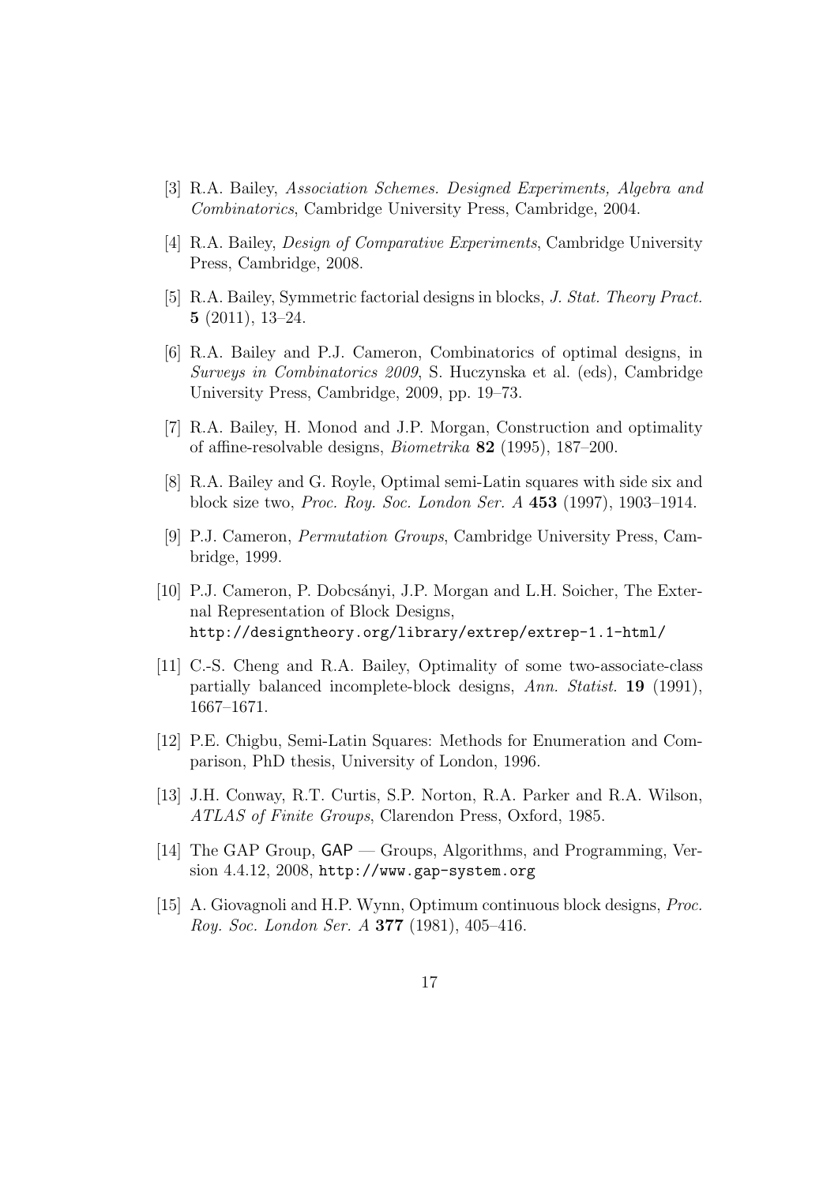[3] R.A. Bailey, *Association Schemes. Designed Experiments, Algebra and Combinatorics*, Cambridge University Press, Cambridge, 2004.

[4] R.A. Bailey, *Design of Comparative Experiments*, Cambridge University Press, Cambridge, 2008.

[5] R.A. Bailey, Symmetric factorial designs in blocks, *J. Stat. Theory Pract.* **5** (2011), 13–24.

[6] R.A. Bailey and P.J. Cameron, Combinatorics of optimal designs, in *Surveys in Combinatorics 2009*, S. Huczynska et al. (eds), Cambridge University Press, Cambridge, 2009, pp. 19–73.

[7] R.A. Bailey, H. Monod and J.P. Morgan, Construction and optimality of affine-resolvable designs, *Biometrika* **82** (1995), 187–200.

[8] R.A. Bailey and G. Royle, Optimal semi-Latin squares with side six and block size two, *Proc. Roy. Soc. London Ser. A* **453** (1997), 1903–1914.

[9] P.J. Cameron, *Permutation Groups*, Cambridge University Press, Cambridge, 1999.

[10] P.J. Cameron, P. Dobcsányi, J.P. Morgan and L.H. Soicher, The External Representation of Block Designs, `http://designtheory.org/library/extrep/extrep-1.1-html/`

[11] C.-S. Cheng and R.A. Bailey, Optimality of some two-associate-class partially balanced incomplete-block designs, *Ann. Statist.* **19** (1991), 1667–1671.

[12] P.E. Chigbu, Semi-Latin Squares: Methods for Enumeration and Comparison, PhD thesis, University of London, 1996.

[13] J.H. Conway, R.T. Curtis, S.P. Norton, R.A. Parker and R.A. Wilson, *ATLAS of Finite Groups*, Clarendon Press, Oxford, 1985.

[14] The GAP Group, GAP — Groups, Algorithms, and Programming, Version 4.4.12, 2008, `http://www.gap-system.org`

[15] A. Giovagnoli and H.P. Wynn, Optimum continuous block designs, *Proc. Roy. Soc. London Ser. A* **377** (1981), 405–416.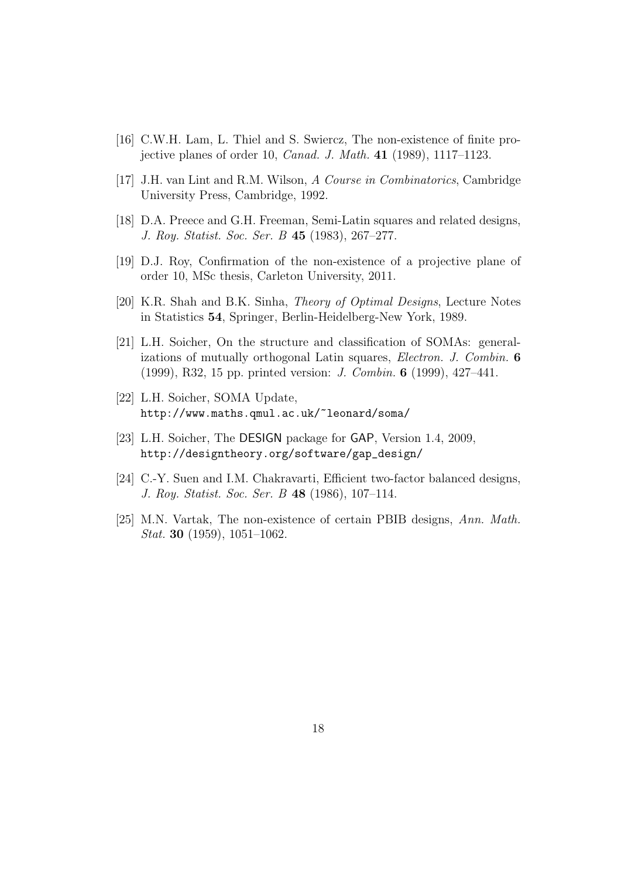[16] C.W.H. Lam, L. Thiel and S. Swiercz, The non-existence of finite projective planes of order 10, *Canad. J. Math.* **41** (1989), 1117–1123.

[17] J.H. van Lint and R.M. Wilson, *A Course in Combinatorics*, Cambridge University Press, Cambridge, 1992.

[18] D.A. Preece and G.H. Freeman, Semi-Latin squares and related designs, *J. Roy. Statist. Soc. Ser. B* **45** (1983), 267–277.

[19] D.J. Roy, Confirmation of the non-existence of a projective plane of order 10, MSc thesis, Carleton University, 2011.

[20] K.R. Shah and B.K. Sinha, *Theory of Optimal Designs*, Lecture Notes in Statistics **54**, Springer, Berlin-Heidelberg-New York, 1989.

[21] L.H. Soicher, On the structure and classification of SOMAs: generalizations of mutually orthogonal Latin squares, *Electron. J. Combin.* **6** (1999), R32, 15 pp. printed version: *J. Combin.* **6** (1999), 427–441.

[22] L.H. Soicher, SOMA Update, `http://www.maths.qmul.ac.uk/~leonard/soma/`

[23] L.H. Soicher, The DESIGN package for GAP, Version 1.4, 2009, `http://designtheory.org/software/gap_design/`

[24] C.-Y. Suen and I.M. Chakravarti, Efficient two-factor balanced designs, *J. Roy. Statist. Soc. Ser. B* **48** (1986), 107–114.

[25] M.N. Vartak, The non-existence of certain PBIB designs, *Ann. Math. Stat.* **30** (1959), 1051–1062.